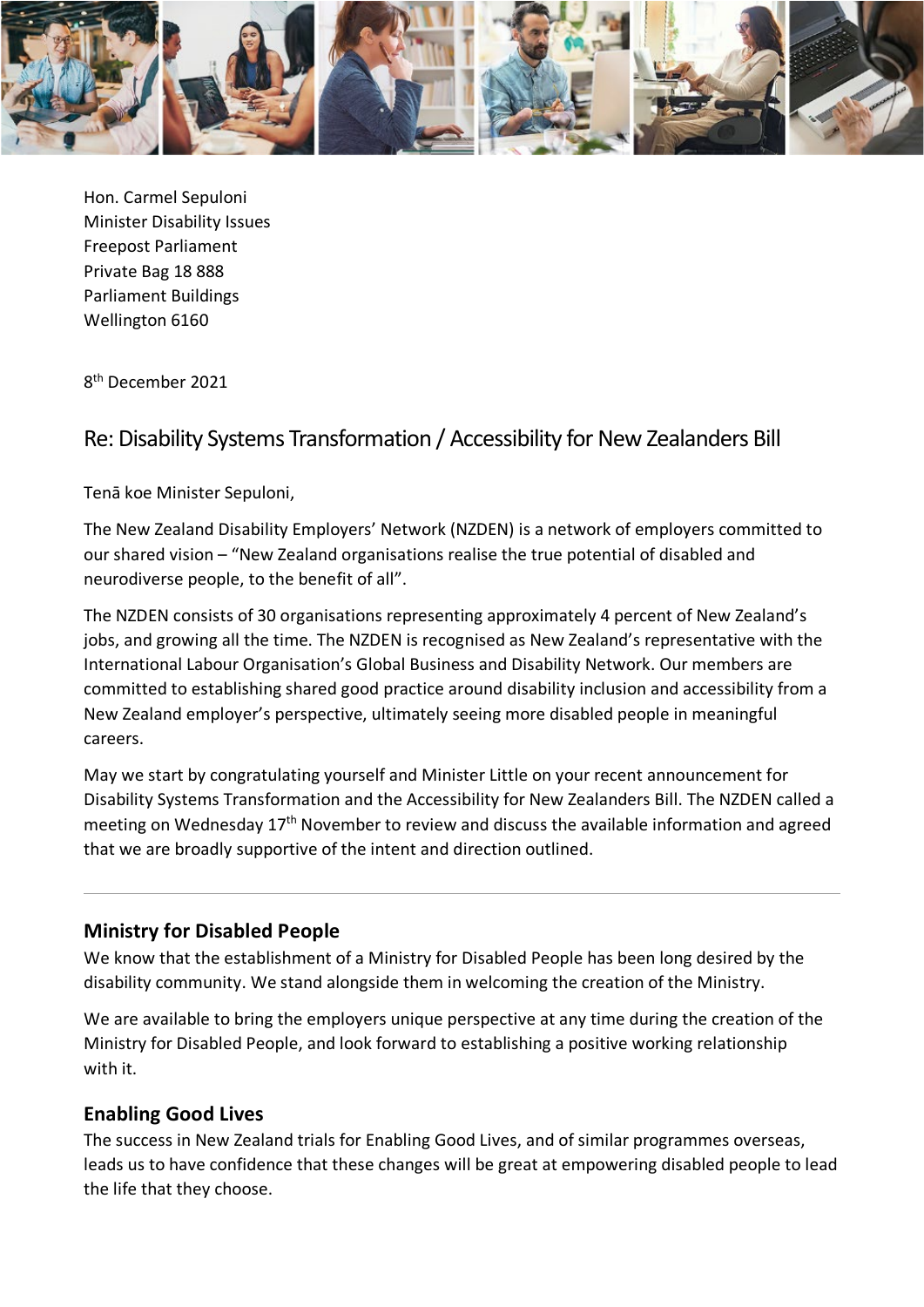Hon. Carmel Sepuloni
Minister Disability Issues
Freepost Parliament
Private Bag 18 888
Parliament Buildings
Wellington 6160

8th December 2021

## Re: Disability Systems Transformation / Accessibility for New Zealanders Bill

Tenā koe Minister Sepuloni,

The New Zealand Disability Employers' Network (NZDEN) is a network of employers committed to our shared vision – "New Zealand organisations realise the true potential of disabled and neurodiverse people, to the benefit of all".

The NZDEN consists of 30 organisations representing approximately 4 percent of New Zealand's jobs, and growing all the time. The NZDEN is recognised as New Zealand's representative with the International Labour Organisation's Global Business and Disability Network. Our members are committed to establishing shared good practice around disability inclusion and accessibility from a New Zealand employer's perspective, ultimately seeing more disabled people in meaningful careers.

May we start by congratulating yourself and Minister Little on your recent announcement for Disability Systems Transformation and the Accessibility for New Zealanders Bill. The NZDEN called a meeting on Wednesday 17th November to review and discuss the available information and agreed that we are broadly supportive of the intent and direction outlined.

---

### Ministry for Disabled People

We know that the establishment of a Ministry for Disabled People has been long desired by the disability community. We stand alongside them in welcoming the creation of the Ministry.

We are available to bring the employers unique perspective at any time during the creation of the Ministry for Disabled People, and look forward to establishing a positive working relationship with it.

### Enabling Good Lives

The success in New Zealand trials for Enabling Good Lives, and of similar programmes overseas, leads us to have confidence that these changes will be great at empowering disabled people to lead the life that they choose.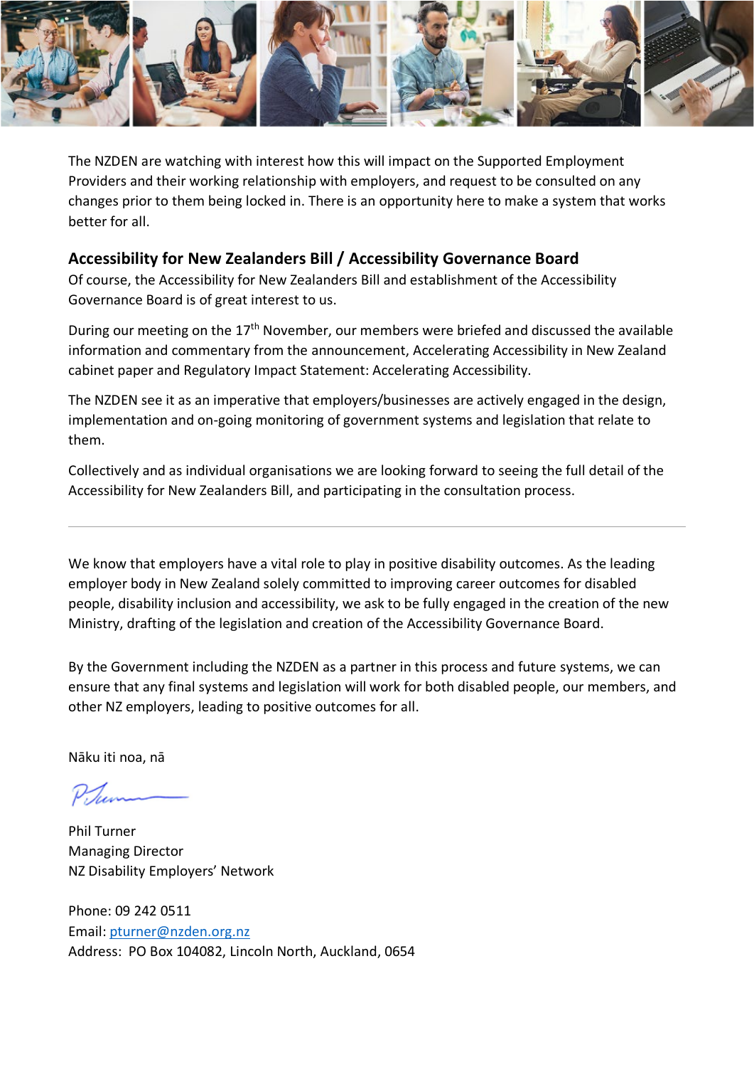The NZDEN are watching with interest how this will impact on the Supported Employment Providers and their working relationship with employers, and request to be consulted on any changes prior to them being locked in. There is an opportunity here to make a system that works better for all.

## Accessibility for New Zealanders Bill / Accessibility Governance Board

Of course, the Accessibility for New Zealanders Bill and establishment of the Accessibility Governance Board is of great interest to us.

During our meeting on the 17th November, our members were briefed and discussed the available information and commentary from the announcement, Accelerating Accessibility in New Zealand cabinet paper and Regulatory Impact Statement: Accelerating Accessibility.

The NZDEN see it as an imperative that employers/businesses are actively engaged in the design, implementation and on-going monitoring of government systems and legislation that relate to them.

Collectively and as individual organisations we are looking forward to seeing the full detail of the Accessibility for New Zealanders Bill, and participating in the consultation process.

---

We know that employers have a vital role to play in positive disability outcomes. As the leading employer body in New Zealand solely committed to improving career outcomes for disabled people, disability inclusion and accessibility, we ask to be fully engaged in the creation of the new Ministry, drafting of the legislation and creation of the Accessibility Governance Board.

By the Government including the NZDEN as a partner in this process and future systems, we can ensure that any final systems and legislation will work for both disabled people, our members, and other NZ employers, leading to positive outcomes for all.

Nāku iti noa, nā

Phil Turner
Managing Director
NZ Disability Employers' Network

Phone: 09 242 0511
Email: pturner@nzden.org.nz
Address: PO Box 104082, Lincoln North, Auckland, 0654